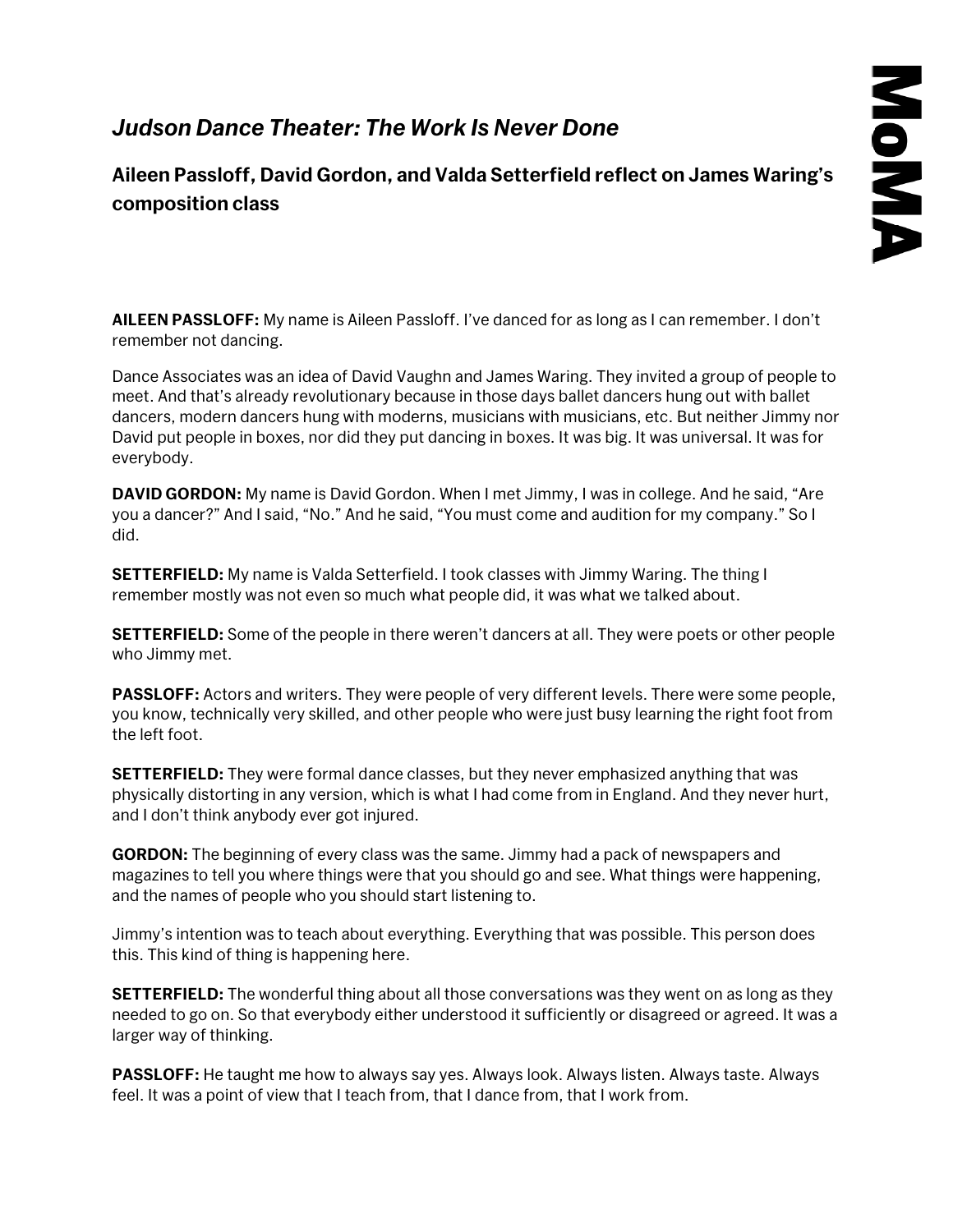# *Judson Dance Theater: The Work Is Never Done*

## Aileen Passloff, David Gordon, and Valda Setterfield reflect on James Waring's composition class

**AILEEN PASSLOFF:** My name is Aileen Passloff. I've danced for as long as I can remember. I don't remember not dancing.

Dance Associates was an idea of David Vaughn and James Waring. They invited a group of people to meet. And that's already revolutionary because in those days ballet dancers hung out with ballet dancers, modern dancers hung with moderns, musicians with musicians, etc. But neither Jimmy nor David put people in boxes, nor did they put dancing in boxes. It was big. It was universal. It was for everybody.

**DAVID GORDON:** My name is David Gordon. When I met Jimmy, I was in college. And he said, "Are you a dancer?" And I said, "No." And he said, "You must come and audition for my company." So I did.

**SETTERFIELD:** My name is Valda Setterfield. I took classes with Jimmy Waring. The thing I remember mostly was not even so much what people did, it was what we talked about.

**SETTERFIELD:** Some of the people in there weren't dancers at all. They were poets or other people who Jimmy met.

**PASSLOFF:** Actors and writers. They were people of very different levels. There were some people, you know, technically very skilled, and other people who were just busy learning the right foot from the left foot.

**SETTERFIELD:** They were formal dance classes, but they never emphasized anything that was physically distorting in any version, which is what I had come from in England. And they never hurt, and I don't think anybody ever got injured.

**GORDON:** The beginning of every class was the same. Jimmy had a pack of newspapers and magazines to tell you where things were that you should go and see. What things were happening, and the names of people who you should start listening to.

Jimmy's intention was to teach about everything. Everything that was possible. This person does this. This kind of thing is happening here.

**SETTERFIELD:** The wonderful thing about all those conversations was they went on as long as they needed to go on. So that everybody either understood it sufficiently or disagreed or agreed. It was a larger way of thinking.

**PASSLOFF:** He taught me how to always say yes. Always look. Always listen. Always taste. Always feel. It was a point of view that I teach from, that I dance from, that I work from.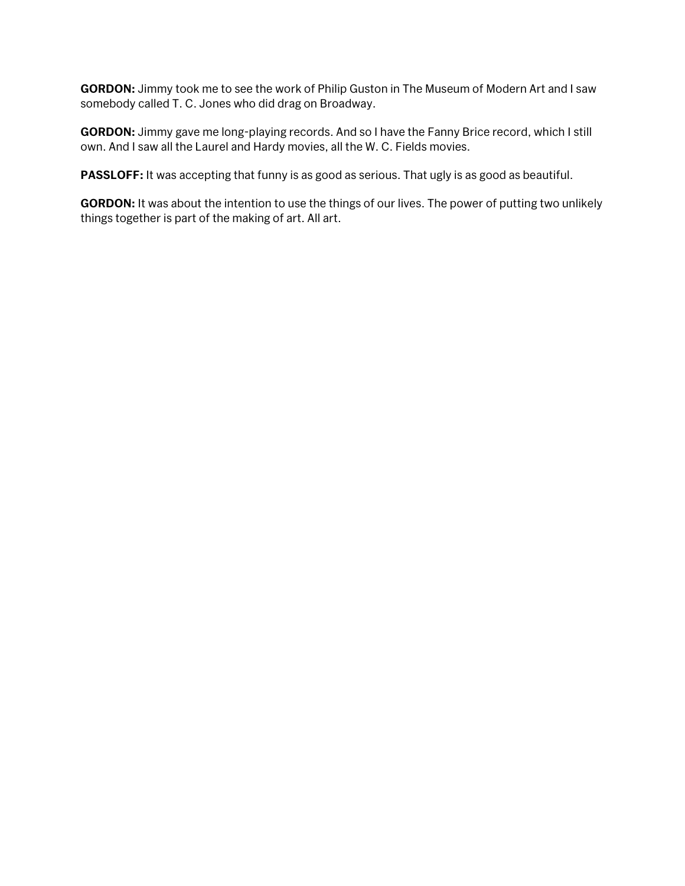**GORDON:** Jimmy took me to see the work of Philip Guston in The Museum of Modern Art and I saw somebody called T. C. Jones who did drag on Broadway.

**GORDON:** Jimmy gave me long-playing records. And so I have the Fanny Brice record, which I still own. And I saw all the Laurel and Hardy movies, all the W. C. Fields movies.

**PASSLOFF:** It was accepting that funny is as good as serious. That ugly is as good as beautiful.

**GORDON:** It was about the intention to use the things of our lives. The power of putting two unlikely things together is part of the making of art. All art.